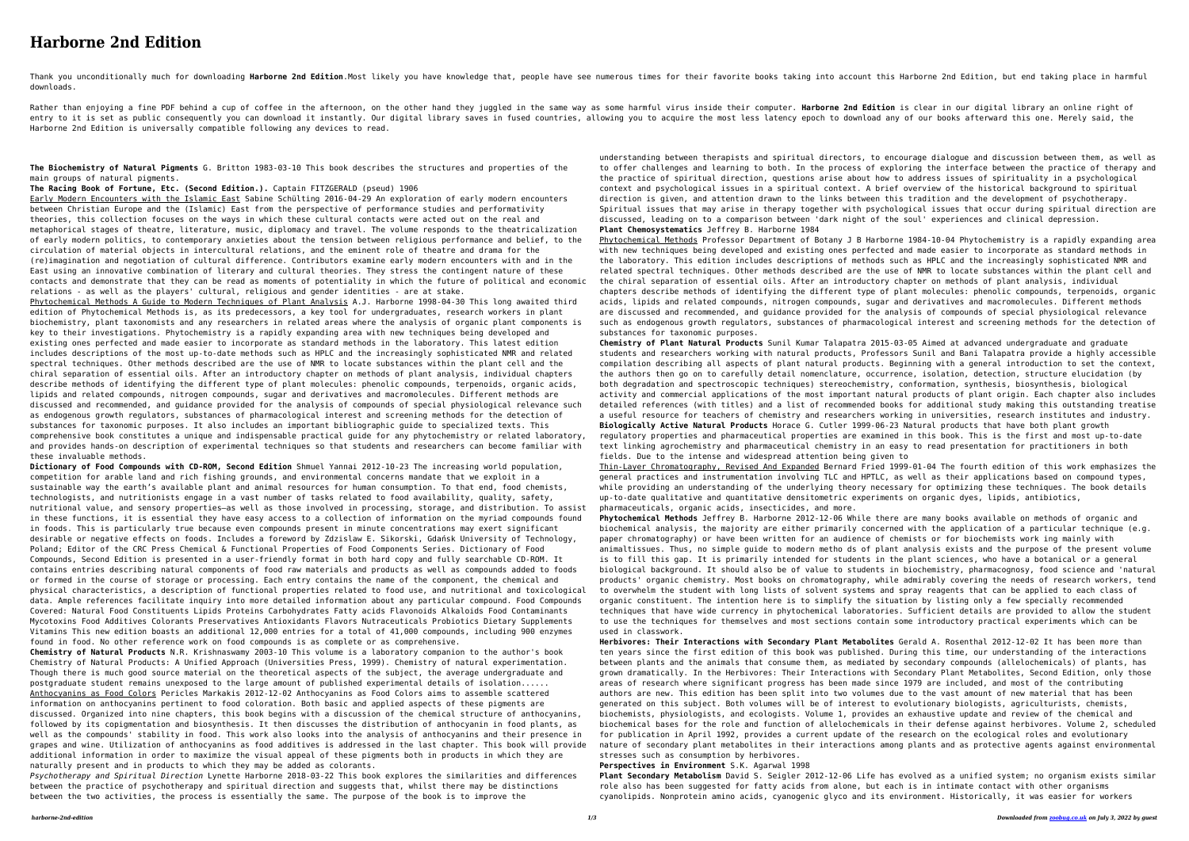# Harborne 2nd Edition

Thank you unconditionally much for downloading **Harborne 2nd Edition**.Most likely you have knowledge that, people have see numerous times for their favorite books taking into account this Harborne 2nd Edition, but end taking place in harmful downloads.

Rather than enjoying a fine PDF behind a cup of coffee in the afternoon, on the other hand they juggled in the same way as some harmful virus inside their computer. **Harborne 2nd Edition** is clear in our digital library an online right of entry to it is set as public consequently you can download it instantly. Our digital library saves in fused countries, allowing you to acquire the most less latency epoch to download any of our books afterward this one. Merely said, the Harborne 2nd Edition is universally compatible following any devices to read.

**The Biochemistry of Natural Pigments** G. Britton 1983-03-10 This book describes the structures and properties of the main groups of natural pigments.

**The Racing Book of Fortune, Etc. (Second Edition.).** Captain FITZGERALD (pseud) 1906

Early Modern Encounters with the Islamic East Sabine Schülting 2016-04-29 An exploration of early modern encounters between Christian Europe and the (Islamic) East from the perspective of performance studies and performativity theories, this collection focuses on the ways in which these cultural contacts were acted out on the real and metaphorical stages of theatre, literature, music, diplomacy and travel. The volume responds to the theatricalization of early modern politics, to contemporary anxieties about the tension between religious performance and belief, to the circulation of material objects in intercultural relations, and the eminent role of theatre and drama for the (re)imagination and negotiation of cultural difference. Contributors examine early modern encounters with and in the East using an innovative combination of literary and cultural theories. They stress the contingent nature of these contacts and demonstrate that they can be read as moments of potentiality in which the future of political and economic relations - as well as the players' cultural, religious and gender identities - are at stake.

Phytochemical Methods A Guide to Modern Techniques of Plant Analysis A.J. Harborne 1998-04-30 This long awaited third edition of Phytochemical Methods is, as its predecessors, a key tool for undergraduates, research workers in plant biochemistry, plant taxonomists and any researchers in related areas where the analysis of organic plant components is key to their investigations. Phytochemistry is a rapidly expanding area with new techniques being developed and existing ones perfected and made easier to incorporate as standard methods in the laboratory. This latest edition includes descriptions of the most up-to-date methods such as HPLC and the increasingly sophisticated NMR and related spectral techniques. Other methods described are the use of NMR to locate substances within the plant cell and the chiral separation of essential oils. After an introductory chapter on methods of plant analysis, individual chapters describe methods of identifying the different type of plant molecules: phenolic compounds, terpenoids, organic acids, lipids and related compounds, nitrogen compounds, sugar and derivatives and macromolecules. Different methods are discussed and recommended, and guidance provided for the analysis of compounds of special physiological relevance such as endogenous growth regulators, substances of pharmacological interest and screening methods for the detection of substances for taxonomic purposes. It also includes an important bibliographic guide to specialized texts. This comprehensive book constitutes a unique and indispensable practical guide for any phytochemistry or related laboratory, and provides hands-on description of experimental techniques so that students and researchers can become familiar with these invaluable methods.

**Dictionary of Food Compounds with CD-ROM, Second Edition** Shmuel Yannai 2012-10-23 The increasing world population, competition for arable land and rich fishing grounds, and environmental concerns mandate that we exploit in a sustainable way the earth's available plant and animal resources for human consumption. To that end, food chemists, technologists, and nutritionists engage in a vast number of tasks related to food availability, quality, safety, nutritional value, and sensory properties—as well as those involved in processing, storage, and distribution. To assist in these functions, it is essential they have easy access to a collection of information on the myriad compounds found in foods. This is particularly true because even compounds present in minute concentrations may exert significant desirable or negative effects on foods. Includes a foreword by Zdzislaw E. Sikorski, Gdańsk University of Technology, Poland; Editor of the CRC Press Chemical & Functional Properties of Food Components Series. Dictionary of Food Compounds, Second Edition is presented in a user-friendly format in both hard copy and fully searchable CD-ROM. It contains entries describing natural components of food raw materials and products as well as compounds added to foods or formed in the course of storage or processing. Each entry contains the name of the component, the chemical and physical characteristics, a description of functional properties related to food use, and nutritional and toxicological data. Ample references facilitate inquiry into more detailed information about any particular compound. Food Compounds Covered: Natural Food Constituents Lipids Proteins Carbohydrates Fatty acids Flavonoids Alkaloids Food Contaminants Mycotoxins Food Additives Colorants Preservatives Antioxidants Flavors Nutraceuticals Probiotics Dietary Supplements Vitamins This new edition boasts an additional 12,000 entries for a total of 41,000 compounds, including 900 enzymes found in food. No other reference work on food compounds is as complete or as comprehensive.

**Chemistry of Natural Products** N.R. Krishnaswamy 2003-10 This volume is a laboratory companion to the author's book Chemistry of Natural Products: A Unified Approach (Universities Press, 1999). Chemistry of natural experimentation. Though there is much good source material on the theoretical aspects of the subject, the average undergraduate and postgraduate student remains unexposed to the large amount of published experimental details of isolation......

Anthocyanins as Food Colors Pericles Markakis 2012-12-02 Anthocyanins as Food Colors aims to assemble scattered information on anthocyanins pertinent to food coloration. Both basic and applied aspects of these pigments are discussed. Organized into nine chapters, this book begins with a discussion of the chemical structure of anthocyanins, followed by its copigmentation and biosynthesis. It then discusses the distribution of anthocyanin in food plants, as well as the compounds' stability in food. This work also looks into the analysis of anthocyanins and their presence in grapes and wine. Utilization of anthocyanins as food additives is addressed in the last chapter. This book will provide additional information in order to maximize the visual appeal of these pigments both in products in which they are naturally present and in products to which they may be added as colorants.

*Psychotherapy and Spiritual Direction* Lynette Harborne 2018-03-22 This book explores the similarities and differences between the practice of psychotherapy and spiritual direction and suggests that, whilst there may be distinctions between the two activities, the process is essentially the same. The purpose of the book is to improve the understanding between therapists and spiritual directors, to encourage dialogue and discussion between them, as well as to offer challenges and learning to both. In the process of exploring the interface between the practice of therapy and the practice of spiritual direction, questions arise about how to address issues of spirituality in a psychological context and psychological issues in a spiritual context. A brief overview of the historical background to spiritual direction is given, and attention drawn to the links between this tradition and the development of psychotherapy. Spiritual issues that may arise in therapy together with psychological issues that occur during spiritual direction are discussed, leading on to a comparison between 'dark night of the soul' experiences and clinical depression.

**Plant Chemosystematics** Jeffrey B. Harborne 1984

Phytochemical Methods Professor Department of Botany J B Harborne 1984-10-04 Phytochemistry is a rapidly expanding area with new techniques being developed and existing ones perfected and made easier to incorporate as standard methods in the laboratory. This edition includes descriptions of methods such as HPLC and the increasingly sophisticated NMR and related spectral techniques. Other methods described are the use of NMR to locate substances within the plant cell and the chiral separation of essential oils. After an introductory chapter on methods of plant analysis, individual chapters describe methods of identifying the different type of plant molecules: phenolic compounds, terpenoids, organic acids, lipids and related compounds, nitrogen compounds, sugar and derivatives and macromolecules. Different methods are discussed and recommended, and guidance provided for the analysis of compounds of special physiological relevance such as endogenous growth regulators, substances of pharmacological interest and screening methods for the detection of substances for taxonomic purposes.

**Chemistry of Plant Natural Products** Sunil Kumar Talapatra 2015-03-05 Aimed at advanced undergraduate and graduate students and researchers working with natural products, Professors Sunil and Bani Talapatra provide a highly accessible compilation describing all aspects of plant natural products. Beginning with a general introduction to set the context, the authors then go on to carefully detail nomenclature, occurrence, isolation, detection, structure elucidation (by both degradation and spectroscopic techniques) stereochemistry, conformation, synthesis, biosynthesis, biological activity and commercial applications of the most important natural products of plant origin. Each chapter also includes detailed references (with titles) and a list of recommended books for additional study making this outstanding treatise a useful resource for teachers of chemistry and researchers working in universities, research institutes and industry.

**Biologically Active Natural Products** Horace G. Cutler 1999-06-23 Natural products that have both plant growth regulatory properties and pharmaceutical properties are examined in this book. This is the first and most up-to-date text linking agrochemistry and pharmaceutical chemistry in an easy to read presentation for practitioners in both fields. Due to the intense and widespread attention being given to

Thin-Layer Chromatography, Revised And Expanded Bernard Fried 1999-01-04 The fourth edition of this work emphasizes the general practices and instrumentation involving TLC and HPTLC, as well as their applications based on compound types, while providing an understanding of the underlying theory necessary for optimizing these techniques. The book details up-to-date qualitative and quantitative densitometric experiments on organic dyes, lipids, antibiotics, pharmaceuticals, organic acids, insecticides, and more.

**Phytochemical Methods** Jeffrey B. Harborne 2012-12-06 While there are many books available on methods of organic and biochemical analysis, the majority are either primarily concerned with the application of a particular technique (e.g. paper chromatography) or have been written for an audience of chemists or for biochemists work ing mainly with animaltissues. Thus, no simple guide to modern metho ds of plant analysis exists and the purpose of the present volume is to fill this gap. It is primarily intended for students in the plant sciences, who have a botanical or a general biological background. It should also be of value to students in biochemistry, pharmacognosy, food science and 'natural products' organic chemistry. Most books on chromatography, while admirably covering the needs of research workers, tend to overwhelm the student with long lists of solvent systems and spray reagents that can be applied to each class of organic constituent. The intention here is to simplify the situation by listing only a few specially recommended techniques that have wide currency in phytochemical laboratories. Sufficient details are provided to allow the student to use the techniques for themselves and most sections contain some introductory practical experiments which can be used in classwork.

**Herbivores: Their Interactions with Secondary Plant Metabolites** Gerald A. Rosenthal 2012-12-02 It has been more than ten years since the first edition of this book was published. During this time, our understanding of the interactions between plants and the animals that consume them, as mediated by secondary compounds (allelochemicals) of plants, has grown dramatically. In the Herbivores: Their Interactions with Secondary Plant Metabolites, Second Edition, only those areas of research where significant progress has been made since 1979 are included, and most of the contributing authors are new. This edition has been split into two volumes due to the vast amount of new material that has been generated on this subject. Both volumes will be of interest to evolutionary biologists, agriculturists, chemists, biochemists, physiologists, and ecologists. Volume 1, provides an exhaustive update and review of the chemical and biochemical bases for the role and function of allelochemicals in their defense against herbivores. Volume 2, scheduled for publication in April 1992, provides a current update of the research on the ecological roles and evolutionary nature of secondary plant metabolites in their interactions among plants and as protective agents against environmental stresses such as consumption by herbivores.

**Perspectives in Environment** S.K. Agarwal 1998

**Plant Secondary Metabolism** David S. Seigler 2012-12-06 Life has evolved as a unified system; no organism exists similar role also has been suggested for fatty acids from alone, but each is in intimate contact with other organisms cyanolipids. Nonprotein amino acids, cyanogenic glyco and its environment. Historically, it was easier for workers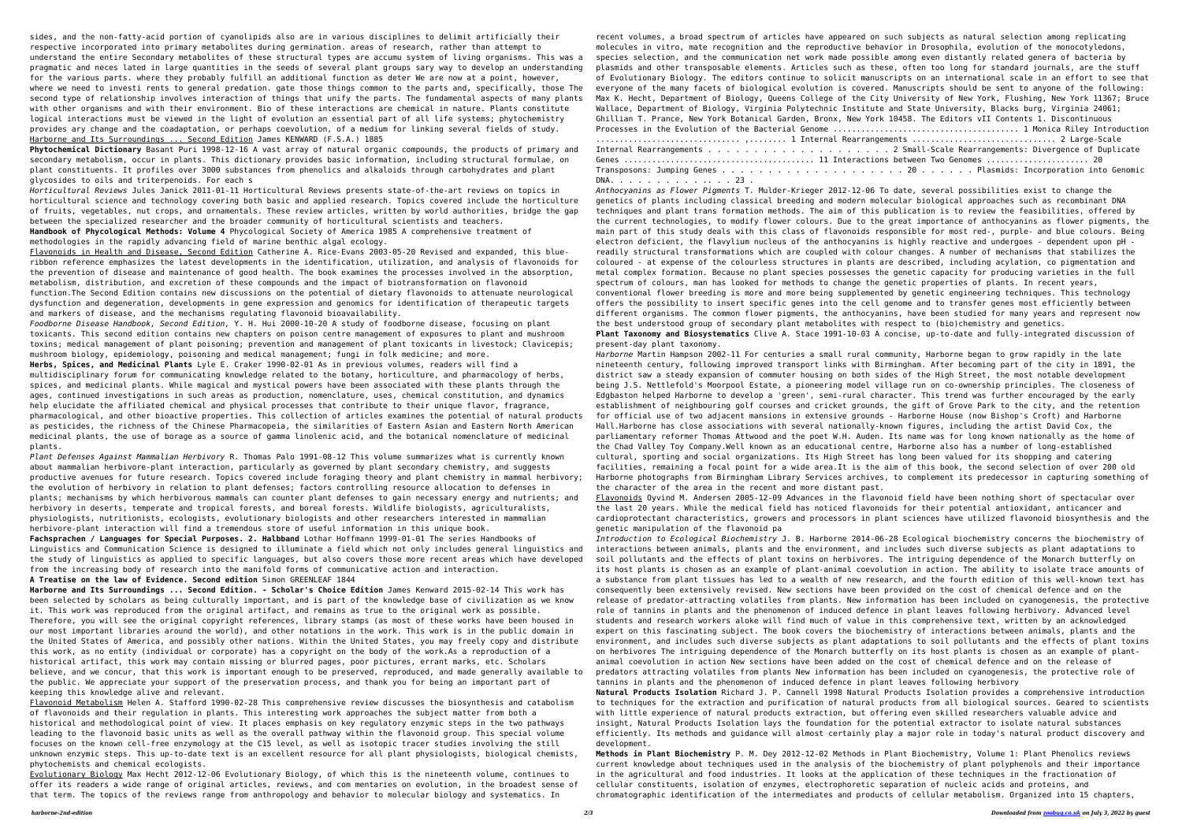sides, and the non-fatty-acid portion of cyanolipids also are in various disciplines to delimit artificially their respective incorporated into primary metabolites during germination. areas of research, rather than attempt to understand the entire Secondary metabolites of these structural types are accumu system of living organisms. This was a pragmatic and neces lated in large quantities in the seeds of several plant groups sary way to develop an understanding for the various parts. where they probably fulfill an additional function as deter We are now at a point, however, where we need to investi rents to general predation. gate those things common to the parts and, specifically, those The second type of relationship involves interaction of things that unify the parts. The fundamental aspects of many plants with other organisms and with their environment. Bio of these interactions are chemical in nature. Plants constitute logical interactions must be viewed in the light of evolution an essential part of all life systems; phytochemistry provides ary change and the coadaptation, or perhaps coevolution, of a medium for linking several fields of study. Harborne and Its Surroundings ... Second Edition James KENWARD (F.S.A.) 1885

**Phytochemical Dictionary** Basant Puri 1998-12-16 A vast array of natural organic compounds, the products of primary and secondary metabolism, occur in plants. This dictionary provides basic information, including structural formulae, on plant constituents. It profiles over 3000 substances from phenolics and alkaloids through carbohydrates and plant glycosides to oils and triterpenoids. For each s

*Horticultural Reviews* Jules Janick 2011-01-11 Horticultural Reviews presents state-of-the-art reviews on topics in horticultural science and technology covering both basic and applied research. Topics covered include the horticulture of fruits, vegetables, nut crops, and ornamentals. These review articles, written by world authorities, bridge the gap between the specialized researcher and the broader community of horticultural scientists and teachers.

**Handbook of Phycological Methods: Volume 4** Phycological Society of America 1985 A comprehensive treatment of methodologies in the rapidly advancing field of marine benthic algal ecology.

Flavonoids in Health and Disease, Second Edition Catherine A. Rice-Evans 2003-05-20 Revised and expanded, this blue-ribbon reference emphasizes the latest developments in the identification, utilization, and analysis of flavonoids for the prevention of disease and maintenance of good health. The book examines the processes involved in the absorption, metabolism, distribution, and excretion of these compounds and the impact of biotransformation on flavonoid function.The Second Edition contains new discussions on the potential of dietary flavonoids to attenuate neurological dysfunction and degeneration, developments in gene expression and genomics for identification of therapeutic targets and markers of disease, and the mechanisms regulating flavonoid bioavailability.

*Foodborne Disease Handbook, Second Edition,* Y. H. Hui 2000-10-20 A study of foodborne disease, focusing on plant toxicants. This second edition contains new chapters on poison centre management of exposures to plant and mushroom toxins; medical management of plant poisoning; prevention and management of plant toxicants in livestock; Clavicepis; mushroom biology, epidemiology, poisoning and medical management; fungi in folk medicine; and more.

**Herbs, Spices, and Medicinal Plants** Lyle E. Craker 1990-02-01 As in previous volumes, readers will find a multidisciplinary forum for communicating knowledge related to the botany, horticulture, and pharmacology of herbs, spices, and medicinal plants. While magical and mystical powers have been associated with these plants through the ages, continued investigations in such areas as production, nomenclature, uses, chemical constitution, and dynamics help elucidate the affiliated chemical and physical processes that contribute to their unique flavor, fragrance, pharmacological, and other bioactive properties. This collection of articles examines the potential of natural products as pesticides, the richness of the Chinese Pharmacopeia, the similarities of Eastern Asian and Eastern North American medicinal plants, the use of borage as a source of gamma linolenic acid, and the botanical nomenclature of medicinal plants.

*Plant Defenses Against Mammalian Herbivory* R. Thomas Palo 1991-08-12 This volume summarizes what is currently known about mammalian herbivore-plant interaction, particularly as governed by plant secondary chemistry, and suggests productive avenues for future research. Topics covered include foraging theory and plant chemistry in mammal herbivory; the evolution of herbivory in relation to plant defenses; factors controlling resource allocation to defenses in plants; mechanisms by which herbivorous mammals can counter plant defenses to gain necessary energy and nutrients; and herbivory in deserts, temperate and tropical forests, and boreal forests. Wildlife biologists, agriculturalists, physiologists, nutritionists, ecologists, evolutionary biologists and other researchers interested in mammalian herbivore-plant interaction will find a tremendous store of useful information in this unique book.

**Fachsprachen / Languages for Special Purposes. 2. Halbband** Lothar Hoffmann 1999-01-01 The series Handbooks of Linguistics and Communication Science is designed to illuminate a field which not only includes general linguistics and the study of linguistics as applied to specific languages, but also covers those more recent areas which have developed from the increasing body of research into the manifold forms of communicative action and interaction.

**A Treatise on the law of Evidence. Second edition** Simon GREENLEAF 1844

**Harborne and Its Surroundings ... Second Edition. - Scholar's Choice Edition** James Kenward 2015-02-14 This work has been selected by scholars as being culturally important, and is part of the knowledge base of civilization as we know it. This work was reproduced from the original artifact, and remains as true to the original work as possible. Therefore, you will see the original copyright references, library stamps (as most of these works have been housed in our most important libraries around the world), and other notations in the work. This work is in the public domain in the United States of America, and possibly other nations. Within the United States, you may freely copy and distribute this work, as no entity (individual or corporate) has a copyright on the body of the work.As a reproduction of a historical artifact, this work may contain missing or blurred pages, poor pictures, errant marks, etc. Scholars believe, and we concur, that this work is important enough to be preserved, reproduced, and made generally available to the public. We appreciate your support of the preservation process, and thank you for being an important part of keeping this knowledge alive and relevant.

Flavonoid Metabolism Helen A. Stafford 1990-02-28 This comprehensive review discusses the biosynthesis and catabolism of flavonoids and their regulation in plants. This interesting work approaches the subject matter from both a historical and methodological point of view. It places emphasis on key regulatory enzymic steps in the two pathways leading to the flavonoid basic units as well as the overall pathway within the flavonoid group. This special volume focuses on the known cell-free enzymology at the C15 level, as well as isotopic tracer studies involving the still unknown enzymic steps. This up-to-date text is an excellent resource for all plant physiologists, biological chemists, phytochemists and chemical ecologists.

Evolutionary Biology Max Hecht 2012-12-06 Evolutionary Biology, of which this is the nineteenth volume, continues to offer its readers a wide range of original articles, reviews, and com mentaries on evolution, in the broadest sense of that term. The topics of the reviews range from anthropology and behavior to molecular biology and systematics. In recent volumes, a broad spectrum of articles have appeared on such subjects as natural selection among replicating molecules in vitro, mate recognition and the reproductive behavior in Drosophila, evolution of the monocotyledons, species selection, and the communication net work made possible among even distantly related genera of bacteria by plasmids and other transposable elements. Articles such as these, often too long for standard journals, are the stuff of Evolutionary Biology. The editors continue to solicit manuscripts on an international scale in an effort to see that everyone of the many facets of biological evolution is covered. Manuscripts should be sent to anyone of the following: Max K. Hecht, Department of Biology, Queens College of the City University of New York, Flushing, New York 11367; Bruce Wallace, Department of Biology, Virginia Polytechnic Institute and State University, Blacks burg, Virginia 24061; Ghillian T. Prance, New York Botanical Garden, Bronx, New York 10458. The Editors vII Contents 1. Discontinuous Processes in the Evolution of the Bacterial Genome ........................................ 1 Monica Riley Introduction ............................... ,........ 1 Internal Rearrangements ................................ 2 Large-Scale Internal Rearrangements . . . . . . . . . . . . . . . . . . . . . 2 Small-Scale Rearrangements: Divergence of Duplicate Genes ......................................... 11 Interactions between Two Genomes ...................... 20 Transposons: Jumping Genes . . . . . . . . . . . . . . . . . . . . . 20 . . . . . . Plasmids: Incorporation into Genomic DNA. . . . . . . . . . . . . 23 .

*Anthocyanins as Flower Pigments* T. Mulder-Krieger 2012-12-06 To date, several possibilities exist to change the genetics of plants including classical breeding and modern molecular biological approaches such as recombinant DNA techniques and plant trans formation methods. The aim of this publication is to review the feasibilities, offered by the current technologies, to modify flower colours. Due to the great importance of anthocyanins as flower pigments, the main part of this study deals with this class of flavonoids responsible for most red-, purple- and blue colours. Being electron deficient, the flavylium nucleus of the anthocyanins is highly reactive and undergoes - dependent upon pH - readily structural transformations which are coupled with colour changes. A number of mechanisms that stabilizes the coloured - at expense of the colourless structures in plants are described, including acylation, co pigmentation and metal complex formation. Because no plant species possesses the genetic capacity for producing varieties in the full spectrum of colours, man has looked for methods to change the genetic properties of plants. In recent years, conventional flower breeding is more and more being supplemented by genetic engineering techniques. This technology offers the possibility to insert specific genes into the cell genome and to transfer genes most efficiently between different organisms. The common flower pigments, the anthocyanins, have been studied for many years and represent now the best understood group of secondary plant metabolites with respect to (bio)chemistry and genetics.

**Plant Taxonomy and Biosystematics** Clive A. Stace 1991-10-03 A concise, up-to-date and fully-integrated discussion of present-day plant taxonomy.

*Harborne* Martin Hampson 2002-11 For centuries a small rural community, Harborne began to grow rapidly in the late nineteenth century, following improved transport links with Birmingham. After becoming part of the city in 1891, the district saw a steady expansion of commuter housing on both sides of the High Street, the most notable development being J.S. Nettlefold's Moorpool Estate, a pioneering model village run on co-ownership principles. The closeness of Edgbaston helped Harborne to develop a 'green', semi-rural character. This trend was further encouraged by the early establishment of neighbouring golf courses and cricket grounds, the gift of Grove Park to the city, and the retention for official use of two adjacent mansions in extensive grounds - Harborne House (now Bishop's Croft) and Harborne Hall.Harborne has close associations with several nationally-known figures, including the artist David Cox, the parliamentary reformer Thomas Attwood and the poet W.H. Auden. Its name was for long known nationally as the home of the Chad Valley Toy Company.Well known as an educational centre, Harborne also has a number of long-established cultural, sporting and social organizations. Its High Street has long been valued for its shopping and catering facilities, remaining a focal point for a wide area.It is the aim of this book, the second selection of over 200 old Harborne photographs from Birmingham Library Services archives, to complement its predecessor in capturing something of the character of the area in the recent and more distant past.

Flavonoids Oyvind M. Andersen 2005-12-09 Advances in the flavonoid field have been nothing short of spectacular over the last 20 years. While the medical field has noticed flavonoids for their potential antioxidant, anticancer and cardioprotectant characteristics, growers and processors in plant sciences have utilized flavonoid biosynthesis and the genetic manipulation of the flavonoid pa

*Introduction to Ecological Biochemistry* J. B. Harborne 2014-06-28 Ecological biochemistry concerns the biochemistry of interactions between animals, plants and the environment, and includes such diverse subjects as plant adaptations to soil pollutants and the effects of plant toxins on herbivores. The intriguing dependence of the Monarch butterfly on its host plants is chosen as an example of plant-animal coevolution in action. The ability to isolate trace amounts of a substance from plant tissues has led to a wealth of new research, and the fourth edition of this well-known text has consequently been extensively revised. New sections have been provided on the cost of chemical defence and on the release of predator-attracting volatiles from plants. New information has been included on cyanogenesis, the protective role of tannins in plants and the phenomenon of induced defence in plant leaves following herbivory. Advanced level students and research workers alike will find much of value in this comprehensive text, written by an acknowledged expert on this fascinating subject. The book covers the biochemistry of interactions between animals, plants and the environment, and includes such diverse subjects as plant adaptations to soil pollutants and the effects of plant toxins on herbivores The intriguing dependence of the Monarch butterfly on its host plants is chosen as an example of plant-animal coevolution in action New sections have been added on the cost of chemical defence and on the release of predators attracting volatiles from plants New information has been included on cyanogenesis, the protective role of tannins in plants and the phenomenon of induced defence in plant leaves following herbivory

**Natural Products Isolation** Richard J. P. Cannell 1998 Natural Products Isolation provides a comprehensive introduction to techniques for the extraction and purification of natural products from all biological sources. Geared to scientists with little experience of natural products extraction, but offering even skilled researchers valuable advice and insight, Natural Products Isolation lays the foundation for the potential extractor to isolate natural substances efficiently. Its methods and guidance will almost certainly play a major role in today's natural product discovery and development.

**Methods in Plant Biochemistry** P. M. Dey 2012-12-02 Methods in Plant Biochemistry, Volume 1: Plant Phenolics reviews current knowledge about techniques used in the analysis of the biochemistry of plant polyphenols and their importance in the agricultural and food industries. It looks at the application of these techniques in the fractionation of cellular constituents, isolation of enzymes, electrophoretic separation of nucleic acids and proteins, and chromatographic identification of the intermediates and products of cellular metabolism. Organized into 15 chapters,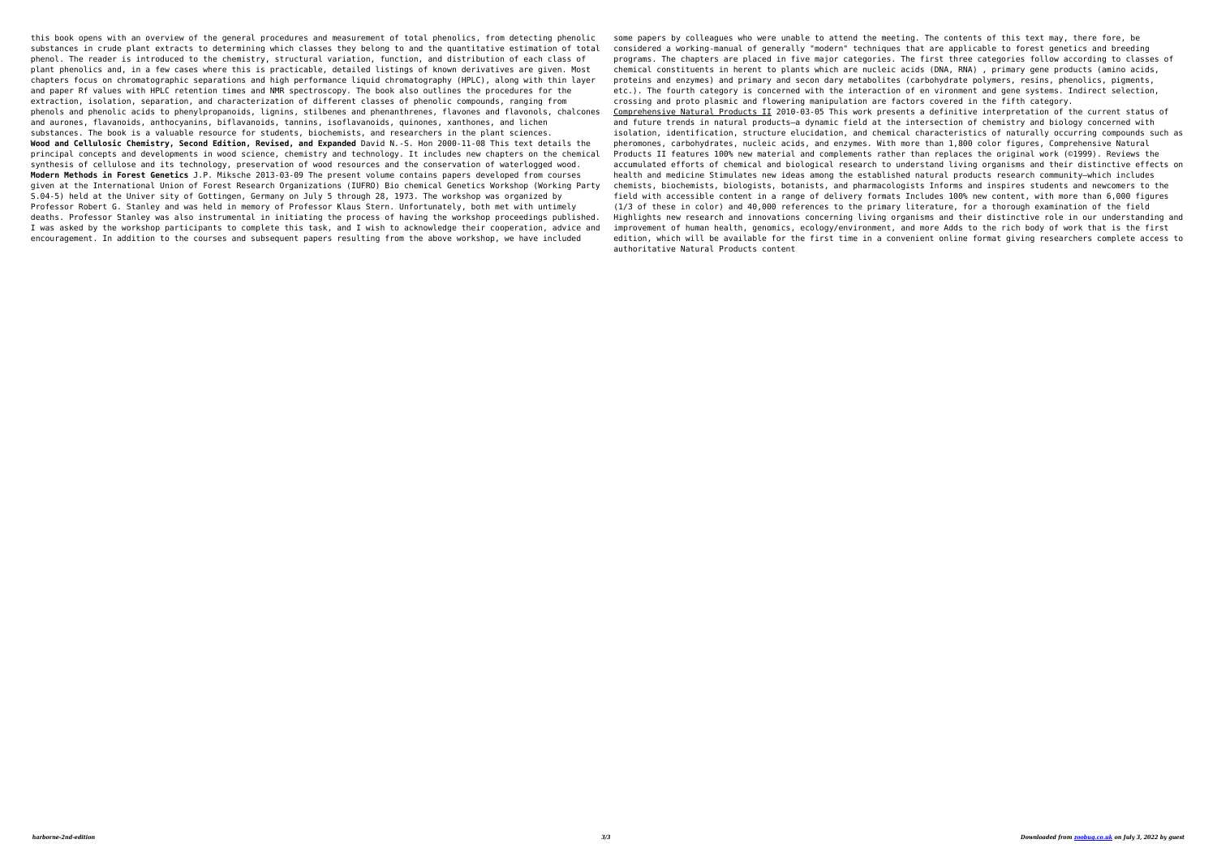this book opens with an overview of the general procedures and measurement of total phenolics, from detecting phenolic substances in crude plant extracts to determining which classes they belong to and the quantitative estimation of total phenol. The reader is introduced to the chemistry, structural variation, function, and distribution of each class of plant phenolics and, in a few cases where this is practicable, detailed listings of known derivatives are given. Most chapters focus on chromatographic separations and high performance liquid chromatography (HPLC), along with thin layer and paper Rf values with HPLC retention times and NMR spectroscopy. The book also outlines the procedures for the extraction, isolation, separation, and characterization of different classes of phenolic compounds, ranging from phenols and phenolic acids to phenylpropanoids, lignins, stilbenes and phenanthrenes, flavones and flavonols, chalcones and aurones, flavanoids, anthocyanins, biflavanoids, tannins, isoflavanoids, quinones, xanthones, and lichen substances. The book is a valuable resource for students, biochemists, and researchers in the plant sciences.

**Wood and Cellulosic Chemistry, Second Edition, Revised, and Expanded** David N.-S. Hon 2000-11-08 This text details the principal concepts and developments in wood science, chemistry and technology. It includes new chapters on the chemical synthesis of cellulose and its technology, preservation of wood resources and the conservation of waterlogged wood.

**Modern Methods in Forest Genetics** J.P. Miksche 2013-03-09 The present volume contains papers developed from courses given at the International Union of Forest Research Organizations (IUFRO) Bio chemical Genetics Workshop (Working Party S.04-5) held at the Univer sity of Gottingen, Germany on July 5 through 28, 1973. The workshop was organized by Professor Robert G. Stanley and was held in memory of Professor Klaus Stern. Unfortunately, both met with untimely deaths. Professor Stanley was also instrumental in initiating the process of having the workshop proceedings published. I was asked by the workshop participants to complete this task, and I wish to acknowledge their cooperation, advice and encouragement. In addition to the courses and subsequent papers resulting from the above workshop, we have included some papers by colleagues who were unable to attend the meeting. The contents of this text may, there fore, be considered a working-manual of generally "modern" techniques that are applicable to forest genetics and breeding programs. The chapters are placed in five major categories. The first three categories follow according to classes of chemical constituents in herent to plants which are nucleic acids (DNA, RNA) , primary gene products (amino acids, proteins and enzymes) and primary and secon dary metabolites (carbohydrate polymers, resins, phenolics, pigments, etc.). The fourth category is concerned with the interaction of en vironment and gene systems. Indirect selection, crossing and proto plasmic and flowering manipulation are factors covered in the fifth category.

Comprehensive Natural Products II 2010-03-05 This work presents a definitive interpretation of the current status of and future trends in natural products—a dynamic field at the intersection of chemistry and biology concerned with isolation, identification, structure elucidation, and chemical characteristics of naturally occurring compounds such as pheromones, carbohydrates, nucleic acids, and enzymes. With more than 1,800 color figures, Comprehensive Natural Products II features 100% new material and complements rather than replaces the original work (©1999). Reviews the accumulated efforts of chemical and biological research to understand living organisms and their distinctive effects on health and medicine Stimulates new ideas among the established natural products research community—which includes chemists, biochemists, biologists, botanists, and pharmacologists Informs and inspires students and newcomers to the field with accessible content in a range of delivery formats Includes 100% new content, with more than 6,000 figures (1/3 of these in color) and 40,000 references to the primary literature, for a thorough examination of the field Highlights new research and innovations concerning living organisms and their distinctive role in our understanding and improvement of human health, genomics, ecology/environment, and more Adds to the rich body of work that is the first edition, which will be available for the first time in a convenient online format giving researchers complete access to authoritative Natural Products content